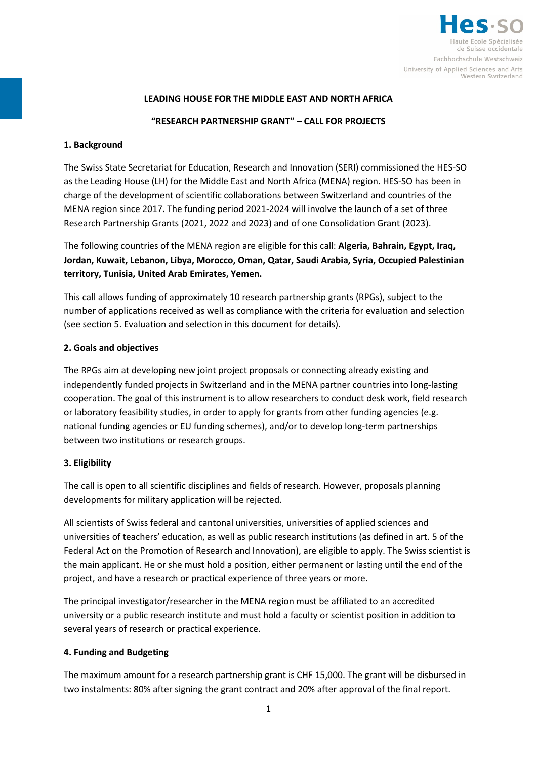**LEADING HOUSE FOR THE MIDDLE EAST AND NORTH AFRICA**

**"RESEARCH PARTNERSHIP GRANT" – CALL FOR PROJECTS**

## 1. Background

The Swiss State Secretariat for Education, Research and Innovation (SERI) commissioned the HES-SO as the Leading House (LH) for the Middle East and North Africa (MENA) region. HES-SO has been in charge of the development of scientific collaborations between Switzerland and countries of the MENA region since 2017. The funding period 2021-2024 will involve the launch of a set of three Research Partnership Grants (2021, 2022 and 2023) and of one Consolidation Grant (2023).

The following countries of the MENA region are eligible for this call: **Algeria, Bahrain, Egypt, Iraq, Jordan, Kuwait, Lebanon, Libya, Morocco, Oman, Qatar, Saudi Arabia, Syria, Occupied Palestinian territory, Tunisia, United Arab Emirates, Yemen.**

This call allows funding of approximately 10 research partnership grants (RPGs), subject to the number of applications received as well as compliance with the criteria for evaluation and selection (see section 5. Evaluation and selection in this document for details).

## 2. Goals and objectives

The RPGs aim at developing new joint project proposals or connecting already existing and independently funded projects in Switzerland and in the MENA partner countries into long-lasting cooperation. The goal of this instrument is to allow researchers to conduct desk work, field research or laboratory feasibility studies, in order to apply for grants from other funding agencies (e.g. national funding agencies or EU funding schemes), and/or to develop long-term partnerships between two institutions or research groups.

## 3. Eligibility

The call is open to all scientific disciplines and fields of research. However, proposals planning developments for military application will be rejected.

All scientists of Swiss federal and cantonal universities, universities of applied sciences and universities of teachers' education, as well as public research institutions (as defined in art. 5 of the Federal Act on the Promotion of Research and Innovation), are eligible to apply. The Swiss scientist is the main applicant. He or she must hold a position, either permanent or lasting until the end of the project, and have a research or practical experience of three years or more.

The principal investigator/researcher in the MENA region must be affiliated to an accredited university or a public research institute and must hold a faculty or scientist position in addition to several years of research or practical experience.

## 4. Funding and Budgeting

The maximum amount for a research partnership grant is CHF 15,000. The grant will be disbursed in two instalments: 80% after signing the grant contract and 20% after approval of the final report.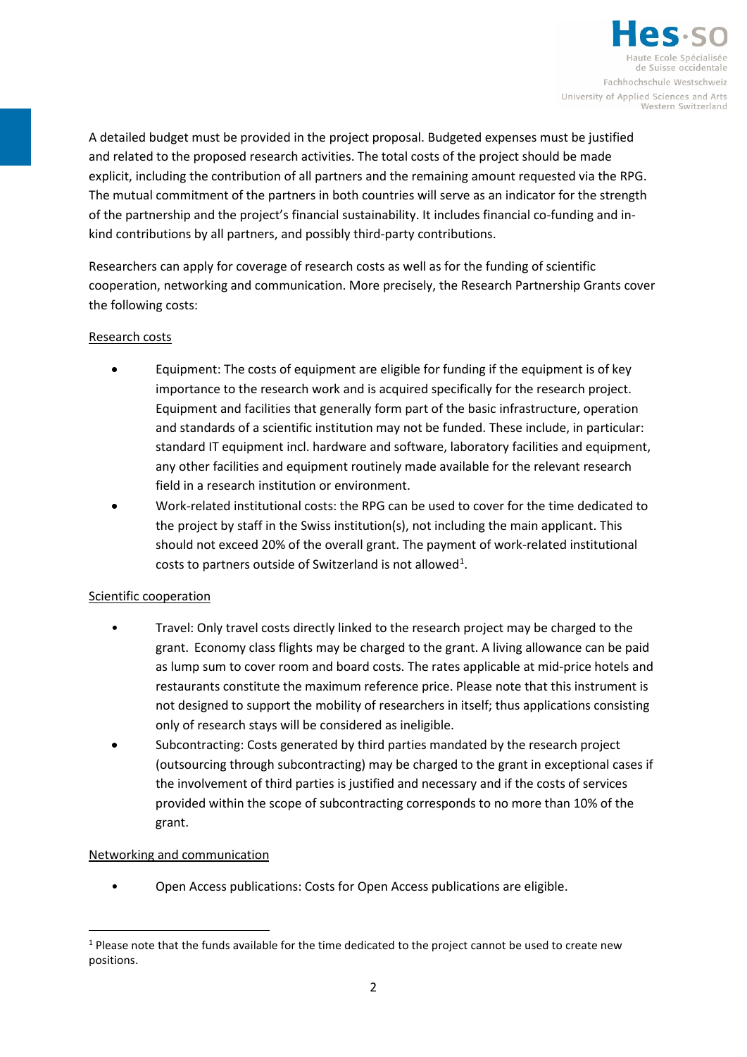A detailed budget must be provided in the project proposal. Budgeted expenses must be justified and related to the proposed research activities. The total costs of the project should be made explicit, including the contribution of all partners and the remaining amount requested via the RPG. The mutual commitment of the partners in both countries will serve as an indicator for the strength of the partnership and the project's financial sustainability. It includes financial co-funding and in-kind contributions by all partners, and possibly third-party contributions.

Researchers can apply for coverage of research costs as well as for the funding of scientific cooperation, networking and communication. More precisely, the Research Partnership Grants cover the following costs:

<u>Research costs</u>

- Equipment: The costs of equipment are eligible for funding if the equipment is of key importance to the research work and is acquired specifically for the research project. Equipment and facilities that generally form part of the basic infrastructure, operation and standards of a scientific institution may not be funded. These include, in particular: standard IT equipment incl. hardware and software, laboratory facilities and equipment, any other facilities and equipment routinely made available for the relevant research field in a research institution or environment.
- Work-related institutional costs: the RPG can be used to cover for the time dedicated to the project by staff in the Swiss institution(s), not including the main applicant. This should not exceed 20% of the overall grant. The payment of work-related institutional costs to partners outside of Switzerland is not allowed[1].

<u>Scientific cooperation</u>

- Travel: Only travel costs directly linked to the research project may be charged to the grant. Economy class flights may be charged to the grant. A living allowance can be paid as lump sum to cover room and board costs. The rates applicable at mid-price hotels and restaurants constitute the maximum reference price. Please note that this instrument is not designed to support the mobility of researchers in itself; thus applications consisting only of research stays will be considered as ineligible.
- Subcontracting: Costs generated by third parties mandated by the research project (outsourcing through subcontracting) may be charged to the grant in exceptional cases if the involvement of third parties is justified and necessary and if the costs of services provided within the scope of subcontracting corresponds to no more than 10% of the grant.

<u>Networking and communication</u>

- Open Access publications: Costs for Open Access publications are eligible.

---

[1] Please note that the funds available for the time dedicated to the project cannot be used to create new positions.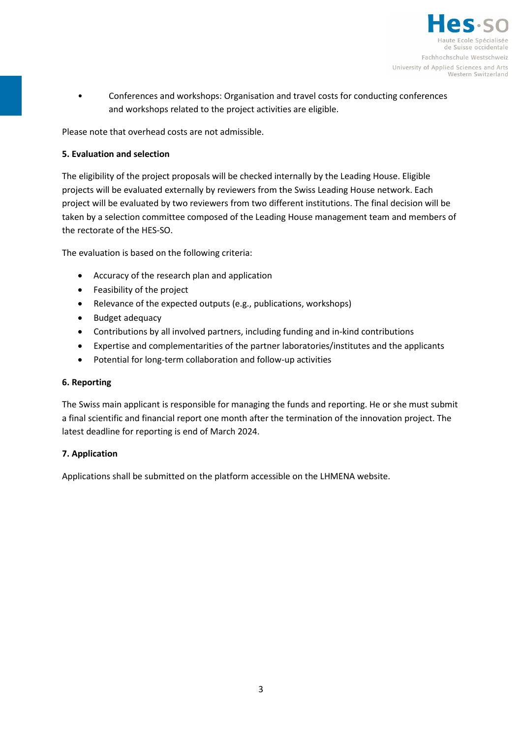- Conferences and workshops: Organisation and travel costs for conducting conferences and workshops related to the project activities are eligible.

Please note that overhead costs are not admissible.

**5. Evaluation and selection**

The eligibility of the project proposals will be checked internally by the Leading House. Eligible projects will be evaluated externally by reviewers from the Swiss Leading House network. Each project will be evaluated by two reviewers from two different institutions. The final decision will be taken by a selection committee composed of the Leading House management team and members of the rectorate of the HES-SO.

The evaluation is based on the following criteria:

- Accuracy of the research plan and application
- Feasibility of the project
- Relevance of the expected outputs (e.g., publications, workshops)
- Budget adequacy
- Contributions by all involved partners, including funding and in-kind contributions
- Expertise and complementarities of the partner laboratories/institutes and the applicants
- Potential for long-term collaboration and follow-up activities

**6. Reporting**

The Swiss main applicant is responsible for managing the funds and reporting. He or she must submit a final scientific and financial report one month after the termination of the innovation project. The latest deadline for reporting is end of March 2024.

**7. Application**

Applications shall be submitted on the platform accessible on the LHMENA website.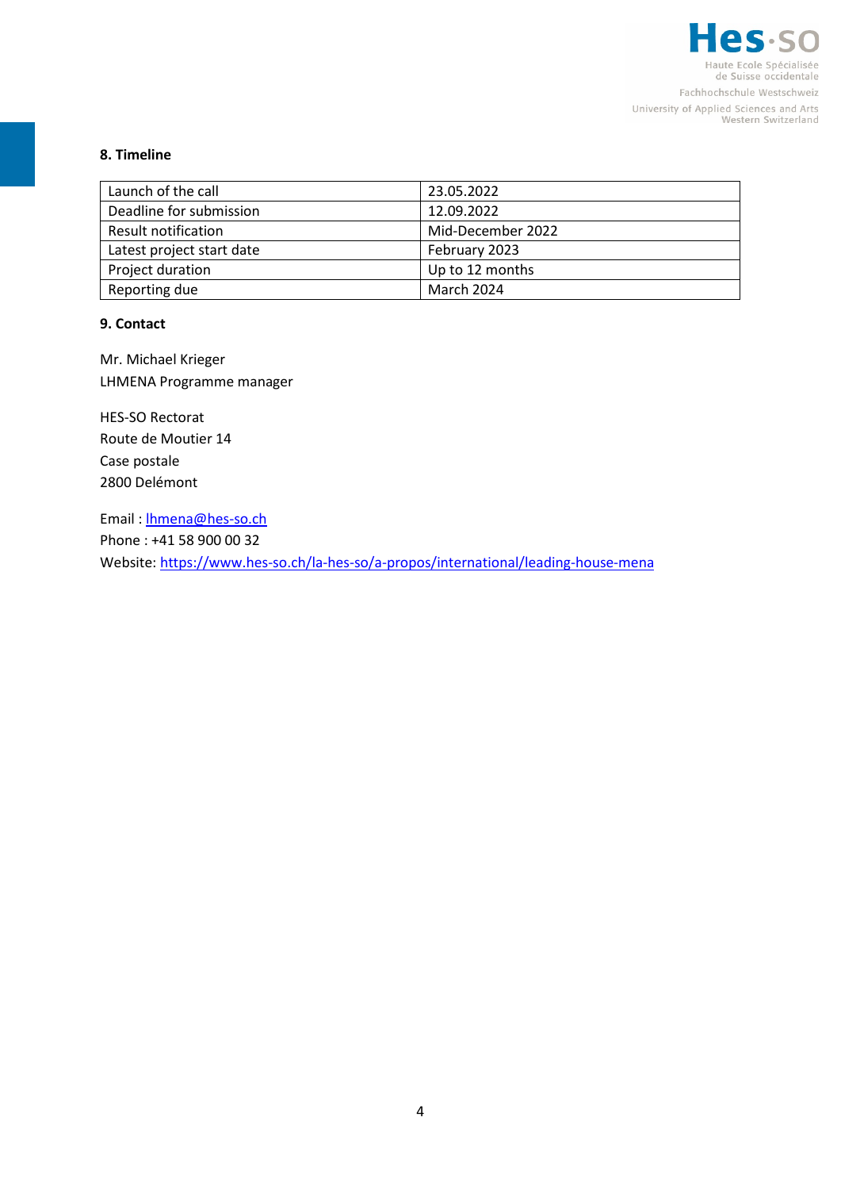## 8. Timeline

| | |
|---|---|
| Launch of the call | 23.05.2022 |
| Deadline for submission | 12.09.2022 |
| Result notification | Mid-December 2022 |
| Latest project start date | February 2023 |
| Project duration | Up to 12 months |
| Reporting due | March 2024 |

## 9. Contact

Mr. Michael Krieger
LHMENA Programme manager

HES-SO Rectorat
Route de Moutier 14
Case postale
2800 Delémont

Email : lhmena@hes-so.ch
Phone : +41 58 900 00 32
Website: https://www.hes-so.ch/la-hes-so/a-propos/international/leading-house-mena